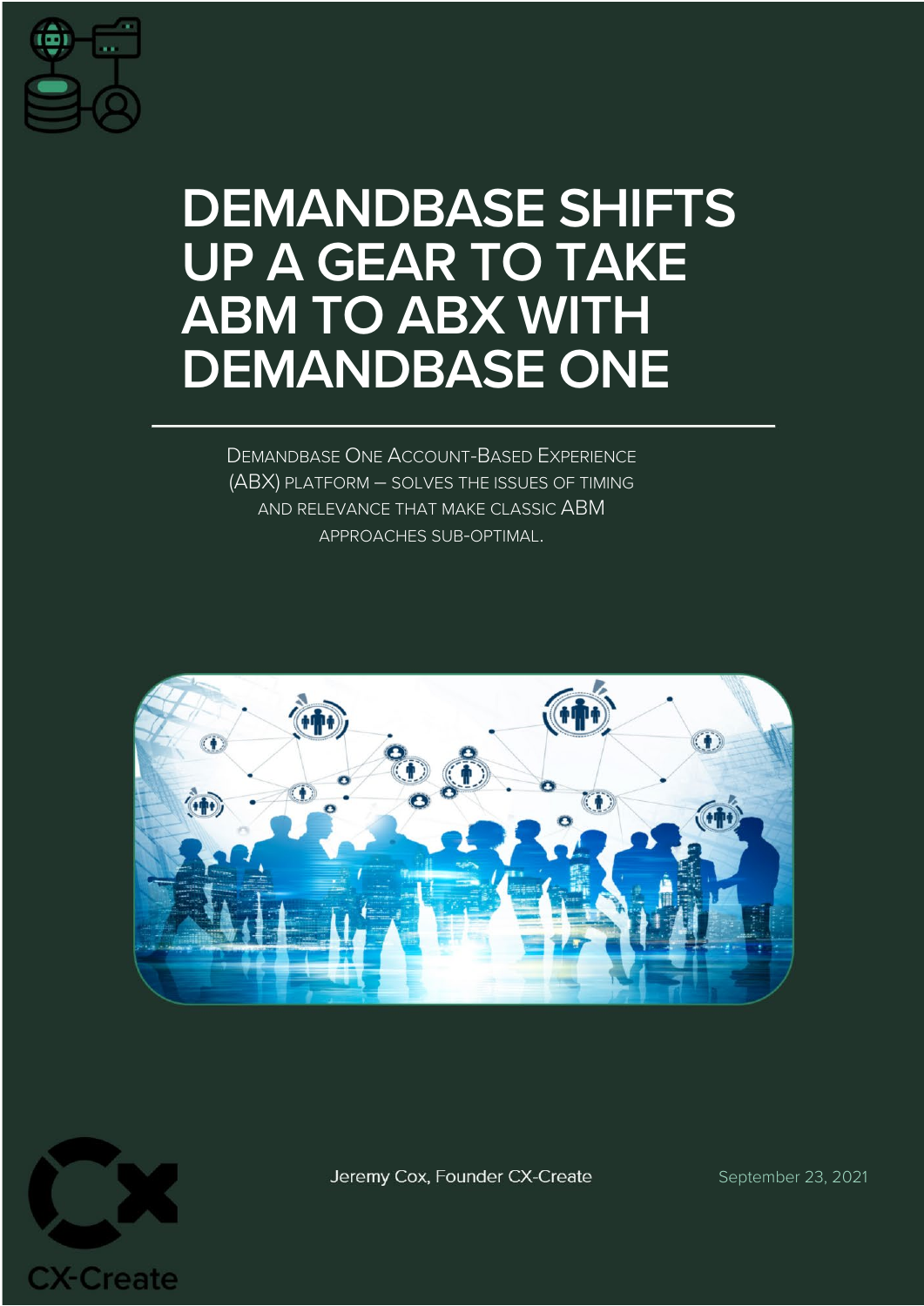# DEMANDBASE SHIFTS UP A GEAR TO TAKE ABM TO ABX WITH DEMANDBASE ONE

---

DEMANDBASE ONE ACCOUNT-BASED EXPERIENCE (ABX) PLATFORM – SOLVES THE ISSUES OF TIMING AND RELEVANCE THAT MAKE CLASSIC ABM APPROACHES SUB-OPTIMAL.

Jeremy Cox, Founder CX-Create

September 23, 2021

CX-Create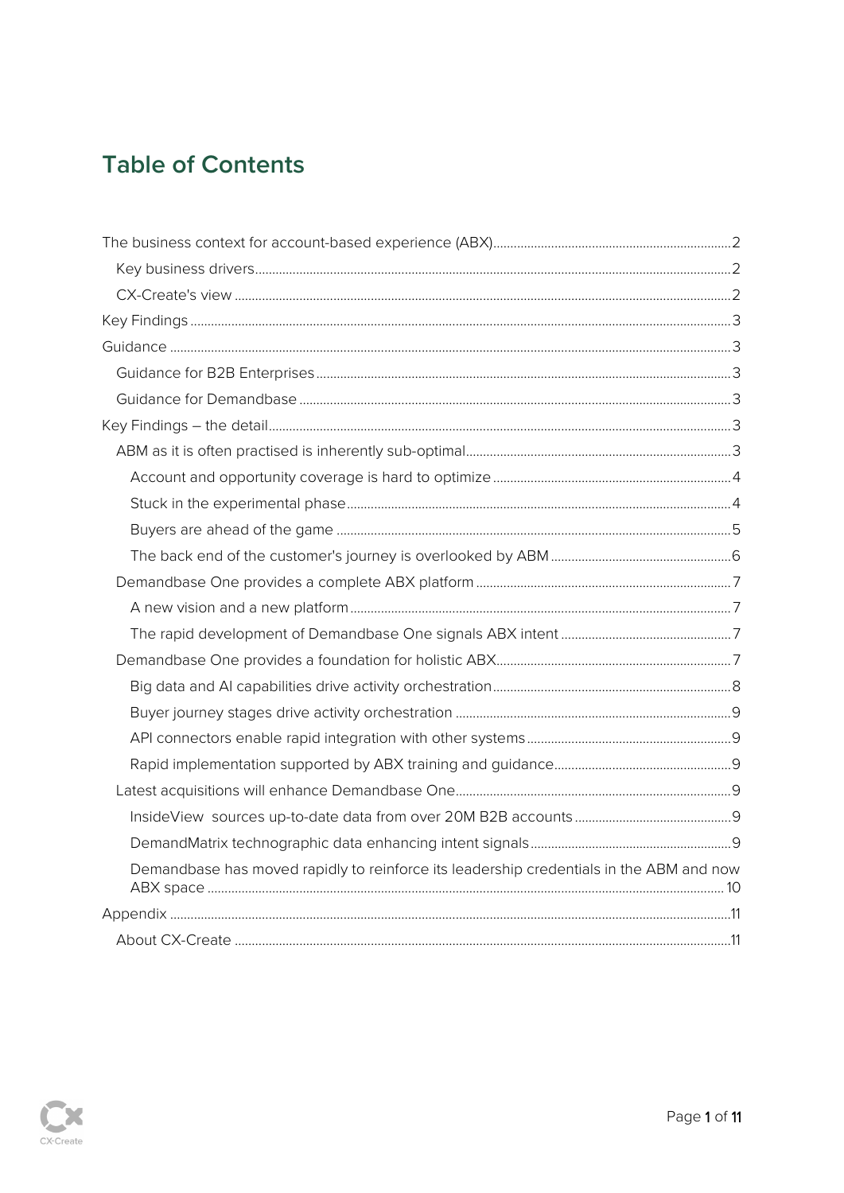# Table of Contents

- The business context for account-based experience (ABX) ..... 2
  - Key business drivers ..... 2
  - CX-Create's view ..... 2
- Key Findings ..... 3
- Guidance ..... 3
  - Guidance for B2B Enterprises ..... 3
  - Guidance for Demandbase ..... 3
- Key Findings – the detail ..... 3
  - ABM as it is often practised is inherently sub-optimal ..... 3
    - Account and opportunity coverage is hard to optimize ..... 4
    - Stuck in the experimental phase ..... 4
    - Buyers are ahead of the game ..... 5
    - The back end of the customer's journey is overlooked by ABM ..... 6
  - Demandbase One provides a complete ABX platform ..... 7
    - A new vision and a new platform ..... 7
    - The rapid development of Demandbase One signals ABX intent ..... 7
  - Demandbase One provides a foundation for holistic ABX ..... 7
    - Big data and AI capabilities drive activity orchestration ..... 8
    - Buyer journey stages drive activity orchestration ..... 9
    - API connectors enable rapid integration with other systems ..... 9
    - Rapid implementation supported by ABX training and guidance ..... 9
  - Latest acquisitions will enhance Demandbase One ..... 9
    - InsideView sources up-to-date data from over 20M B2B accounts ..... 9
    - DemandMatrix technographic data enhancing intent signals ..... 9
    - Demandbase has moved rapidly to reinforce its leadership credentials in the ABM and now ABX space ..... 10
- Appendix ..... 11
  - About CX-Create ..... 11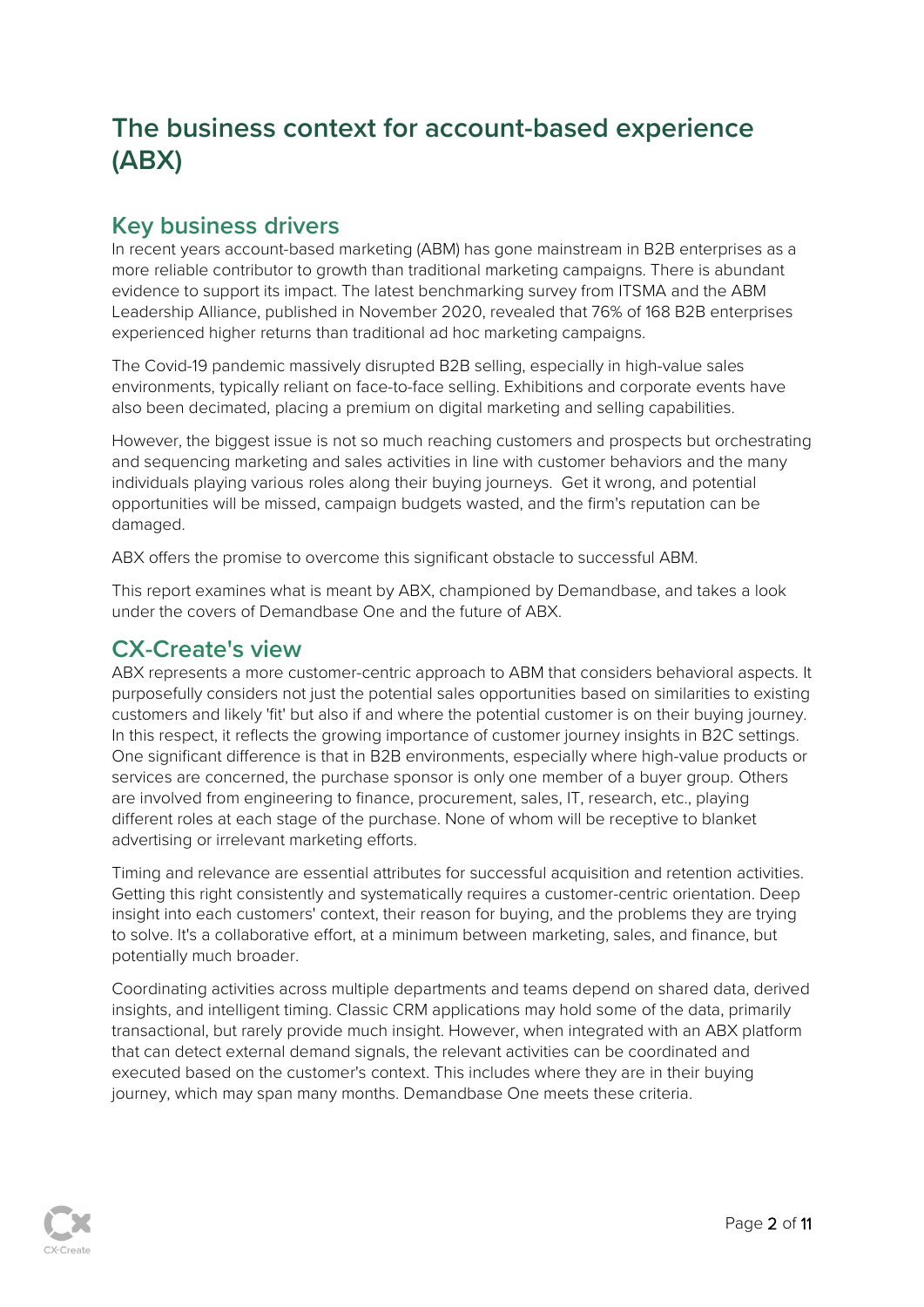# The business context for account-based experience (ABX)

## Key business drivers

In recent years account-based marketing (ABM) has gone mainstream in B2B enterprises as a more reliable contributor to growth than traditional marketing campaigns. There is abundant evidence to support its impact. The latest benchmarking survey from ITSMA and the ABM Leadership Alliance, published in November 2020, revealed that 76% of 168 B2B enterprises experienced higher returns than traditional ad hoc marketing campaigns.

The Covid-19 pandemic massively disrupted B2B selling, especially in high-value sales environments, typically reliant on face-to-face selling. Exhibitions and corporate events have also been decimated, placing a premium on digital marketing and selling capabilities.

However, the biggest issue is not so much reaching customers and prospects but orchestrating and sequencing marketing and sales activities in line with customer behaviors and the many individuals playing various roles along their buying journeys. Get it wrong, and potential opportunities will be missed, campaign budgets wasted, and the firm's reputation can be damaged.

ABX offers the promise to overcome this significant obstacle to successful ABM.

This report examines what is meant by ABX, championed by Demandbase, and takes a look under the covers of Demandbase One and the future of ABX.

## CX-Create's view

ABX represents a more customer-centric approach to ABM that considers behavioral aspects. It purposefully considers not just the potential sales opportunities based on similarities to existing customers and likely 'fit' but also if and where the potential customer is on their buying journey. In this respect, it reflects the growing importance of customer journey insights in B2C settings. One significant difference is that in B2B environments, especially where high-value products or services are concerned, the purchase sponsor is only one member of a buyer group. Others are involved from engineering to finance, procurement, sales, IT, research, etc., playing different roles at each stage of the purchase. None of whom will be receptive to blanket advertising or irrelevant marketing efforts.

Timing and relevance are essential attributes for successful acquisition and retention activities. Getting this right consistently and systematically requires a customer-centric orientation. Deep insight into each customers' context, their reason for buying, and the problems they are trying to solve. It's a collaborative effort, at a minimum between marketing, sales, and finance, but potentially much broader.

Coordinating activities across multiple departments and teams depend on shared data, derived insights, and intelligent timing. Classic CRM applications may hold some of the data, primarily transactional, but rarely provide much insight. However, when integrated with an ABX platform that can detect external demand signals, the relevant activities can be coordinated and executed based on the customer's context. This includes where they are in their buying journey, which may span many months. Demandbase One meets these criteria.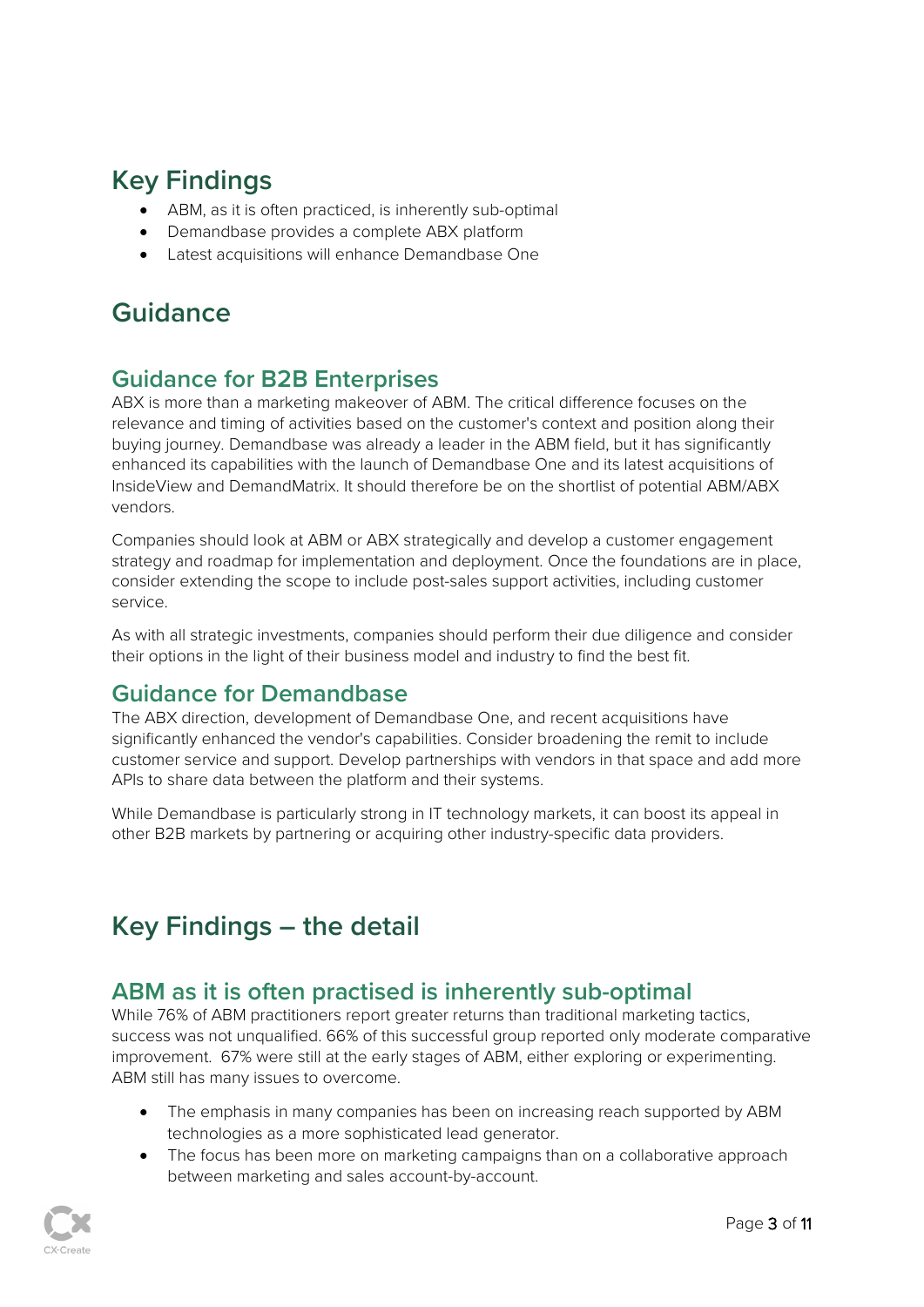## Key Findings

- ABM, as it is often practiced, is inherently sub-optimal
- Demandbase provides a complete ABX platform
- Latest acquisitions will enhance Demandbase One

## Guidance

### Guidance for B2B Enterprises

ABX is more than a marketing makeover of ABM. The critical difference focuses on the relevance and timing of activities based on the customer's context and position along their buying journey. Demandbase was already a leader in the ABM field, but it has significantly enhanced its capabilities with the launch of Demandbase One and its latest acquisitions of InsideView and DemandMatrix. It should therefore be on the shortlist of potential ABM/ABX vendors.

Companies should look at ABM or ABX strategically and develop a customer engagement strategy and roadmap for implementation and deployment. Once the foundations are in place, consider extending the scope to include post-sales support activities, including customer service.

As with all strategic investments, companies should perform their due diligence and consider their options in the light of their business model and industry to find the best fit.

### Guidance for Demandbase

The ABX direction, development of Demandbase One, and recent acquisitions have significantly enhanced the vendor's capabilities. Consider broadening the remit to include customer service and support. Develop partnerships with vendors in that space and add more APIs to share data between the platform and their systems.

While Demandbase is particularly strong in IT technology markets, it can boost its appeal in other B2B markets by partnering or acquiring other industry-specific data providers.

## Key Findings – the detail

### ABM as it is often practised is inherently sub-optimal

While 76% of ABM practitioners report greater returns than traditional marketing tactics, success was not unqualified. 66% of this successful group reported only moderate comparative improvement. 67% were still at the early stages of ABM, either exploring or experimenting. ABM still has many issues to overcome.

- The emphasis in many companies has been on increasing reach supported by ABM technologies as a more sophisticated lead generator.
- The focus has been more on marketing campaigns than on a collaborative approach between marketing and sales account-by-account.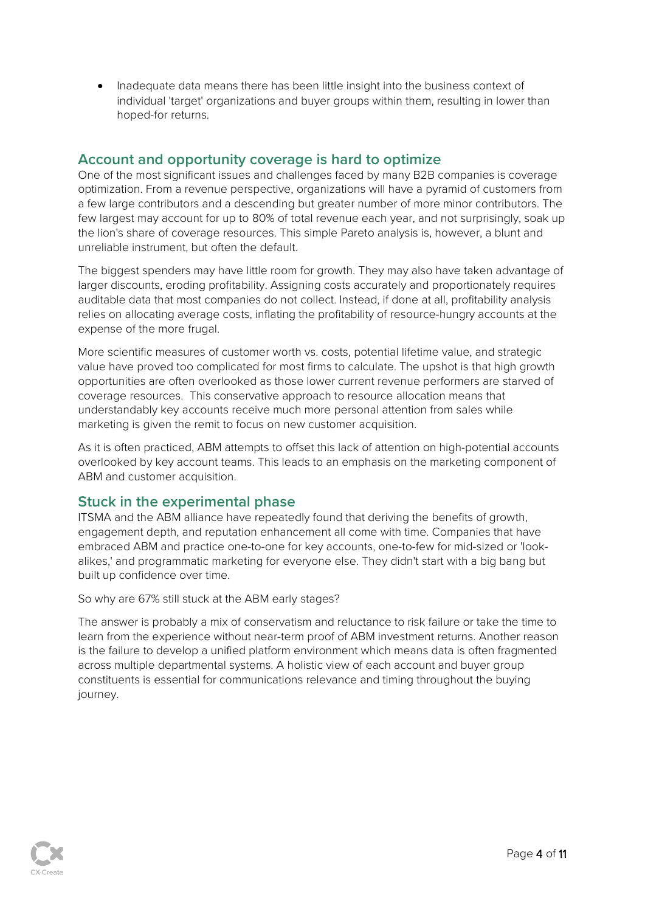- Inadequate data means there has been little insight into the business context of individual 'target' organizations and buyer groups within them, resulting in lower than hoped-for returns.

## Account and opportunity coverage is hard to optimize

One of the most significant issues and challenges faced by many B2B companies is coverage optimization. From a revenue perspective, organizations will have a pyramid of customers from a few large contributors and a descending but greater number of more minor contributors. The few largest may account for up to 80% of total revenue each year, and not surprisingly, soak up the lion's share of coverage resources. This simple Pareto analysis is, however, a blunt and unreliable instrument, but often the default.

The biggest spenders may have little room for growth. They may also have taken advantage of larger discounts, eroding profitability. Assigning costs accurately and proportionately requires auditable data that most companies do not collect. Instead, if done at all, profitability analysis relies on allocating average costs, inflating the profitability of resource-hungry accounts at the expense of the more frugal.

More scientific measures of customer worth vs. costs, potential lifetime value, and strategic value have proved too complicated for most firms to calculate. The upshot is that high growth opportunities are often overlooked as those lower current revenue performers are starved of coverage resources. This conservative approach to resource allocation means that understandably key accounts receive much more personal attention from sales while marketing is given the remit to focus on new customer acquisition.

As it is often practiced, ABM attempts to offset this lack of attention on high-potential accounts overlooked by key account teams. This leads to an emphasis on the marketing component of ABM and customer acquisition.

## Stuck in the experimental phase

ITSMA and the ABM alliance have repeatedly found that deriving the benefits of growth, engagement depth, and reputation enhancement all come with time. Companies that have embraced ABM and practice one-to-one for key accounts, one-to-few for mid-sized or 'look-alikes,' and programmatic marketing for everyone else. They didn't start with a big bang but built up confidence over time.

So why are 67% still stuck at the ABM early stages?

The answer is probably a mix of conservatism and reluctance to risk failure or take the time to learn from the experience without near-term proof of ABM investment returns. Another reason is the failure to develop a unified platform environment which means data is often fragmented across multiple departmental systems. A holistic view of each account and buyer group constituents is essential for communications relevance and timing throughout the buying journey.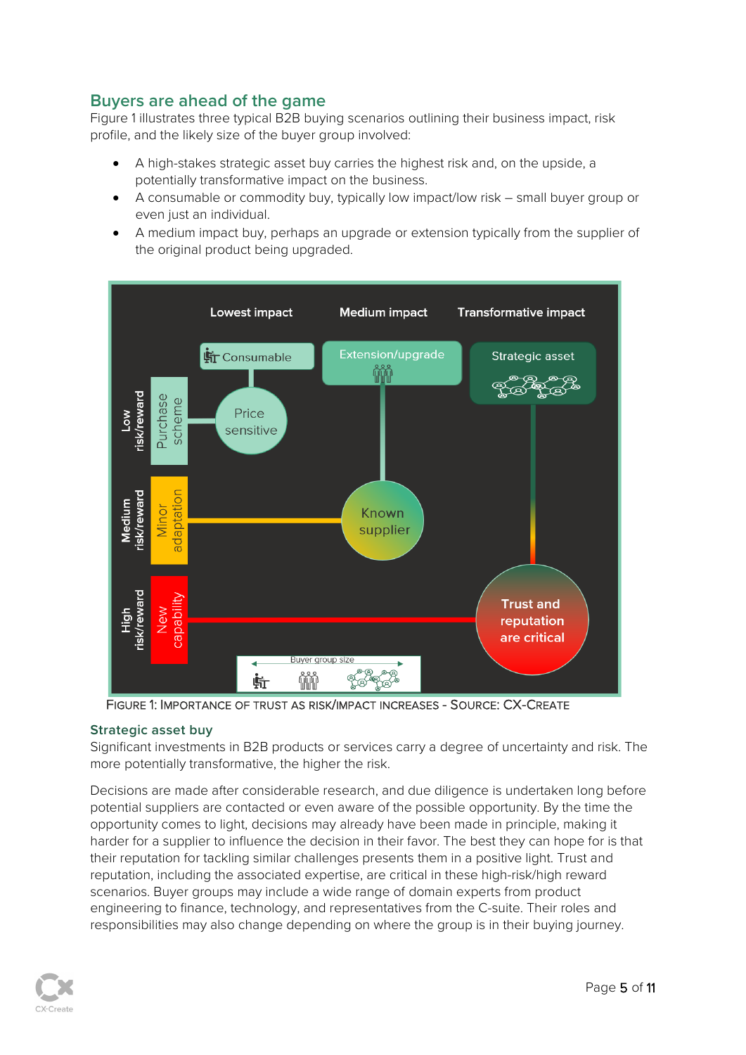## Buyers are ahead of the game

Figure 1 illustrates three typical B2B buying scenarios outlining their business impact, risk profile, and the likely size of the buyer group involved:

- A high-stakes strategic asset buy carries the highest risk and, on the upside, a potentially transformative impact on the business.
- A consumable or commodity buy, typically low impact/low risk – small buyer group or even just an individual.
- A medium impact buy, perhaps an upgrade or extension typically from the supplier of the original product being upgraded.

FIGURE 1: IMPORTANCE OF TRUST AS RISK/IMPACT INCREASES - SOURCE: CX-CREATE

### Strategic asset buy

Significant investments in B2B products or services carry a degree of uncertainty and risk. The more potentially transformative, the higher the risk.

Decisions are made after considerable research, and due diligence is undertaken long before potential suppliers are contacted or even aware of the possible opportunity. By the time the opportunity comes to light, decisions may already have been made in principle, making it harder for a supplier to influence the decision in their favor. The best they can hope for is that their reputation for tackling similar challenges presents them in a positive light. Trust and reputation, including the associated expertise, are critical in these high-risk/high reward scenarios. Buyer groups may include a wide range of domain experts from product engineering to finance, technology, and representatives from the C-suite. Their roles and responsibilities may also change depending on where the group is in their buying journey.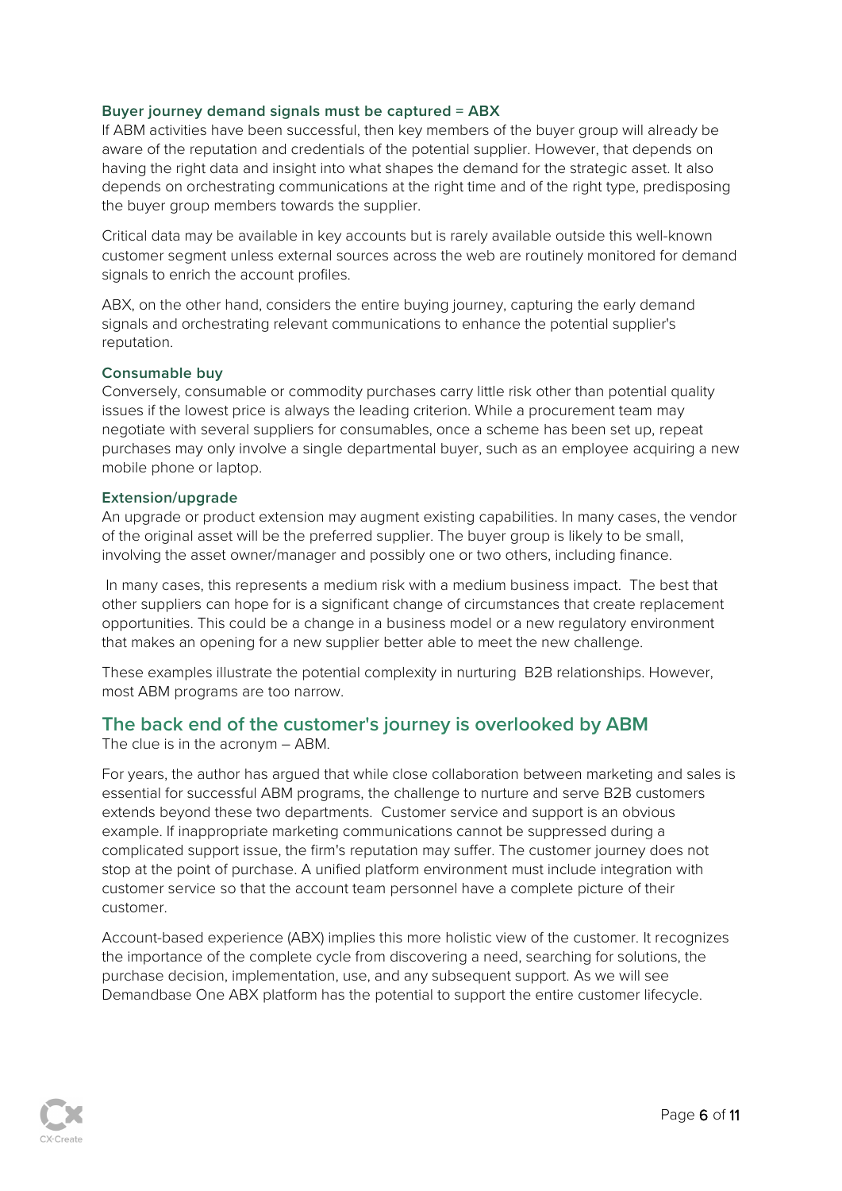### Buyer journey demand signals must be captured = ABX

If ABM activities have been successful, then key members of the buyer group will already be aware of the reputation and credentials of the potential supplier. However, that depends on having the right data and insight into what shapes the demand for the strategic asset. It also depends on orchestrating communications at the right time and of the right type, predisposing the buyer group members towards the supplier.

Critical data may be available in key accounts but is rarely available outside this well-known customer segment unless external sources across the web are routinely monitored for demand signals to enrich the account profiles.

ABX, on the other hand, considers the entire buying journey, capturing the early demand signals and orchestrating relevant communications to enhance the potential supplier's reputation.

### Consumable buy

Conversely, consumable or commodity purchases carry little risk other than potential quality issues if the lowest price is always the leading criterion. While a procurement team may negotiate with several suppliers for consumables, once a scheme has been set up, repeat purchases may only involve a single departmental buyer, such as an employee acquiring a new mobile phone or laptop.

### Extension/upgrade

An upgrade or product extension may augment existing capabilities. In many cases, the vendor of the original asset will be the preferred supplier. The buyer group is likely to be small, involving the asset owner/manager and possibly one or two others, including finance.

In many cases, this represents a medium risk with a medium business impact. The best that other suppliers can hope for is a significant change of circumstances that create replacement opportunities. This could be a change in a business model or a new regulatory environment that makes an opening for a new supplier better able to meet the new challenge.

These examples illustrate the potential complexity in nurturing B2B relationships. However, most ABM programs are too narrow.

## The back end of the customer's journey is overlooked by ABM

The clue is in the acronym – ABM.

For years, the author has argued that while close collaboration between marketing and sales is essential for successful ABM programs, the challenge to nurture and serve B2B customers extends beyond these two departments. Customer service and support is an obvious example. If inappropriate marketing communications cannot be suppressed during a complicated support issue, the firm's reputation may suffer. The customer journey does not stop at the point of purchase. A unified platform environment must include integration with customer service so that the account team personnel have a complete picture of their customer.

Account-based experience (ABX) implies this more holistic view of the customer. It recognizes the importance of the complete cycle from discovering a need, searching for solutions, the purchase decision, implementation, use, and any subsequent support. As we will see Demandbase One ABX platform has the potential to support the entire customer lifecycle.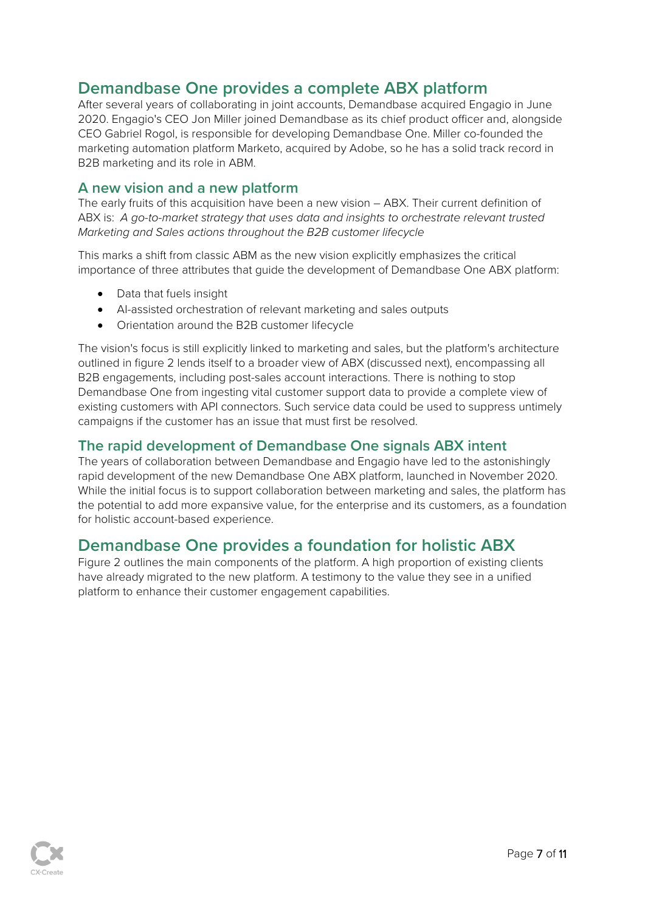## Demandbase One provides a complete ABX platform

After several years of collaborating in joint accounts, Demandbase acquired Engagio in June 2020. Engagio's CEO Jon Miller joined Demandbase as its chief product officer and, alongside CEO Gabriel Rogol, is responsible for developing Demandbase One. Miller co-founded the marketing automation platform Marketo, acquired by Adobe, so he has a solid track record in B2B marketing and its role in ABM.

### A new vision and a new platform

The early fruits of this acquisition have been a new vision – ABX. Their current definition of ABX is: *A go-to-market strategy that uses data and insights to orchestrate relevant trusted Marketing and Sales actions throughout the B2B customer lifecycle*

This marks a shift from classic ABM as the new vision explicitly emphasizes the critical importance of three attributes that guide the development of Demandbase One ABX platform:

- Data that fuels insight
- AI-assisted orchestration of relevant marketing and sales outputs
- Orientation around the B2B customer lifecycle

The vision's focus is still explicitly linked to marketing and sales, but the platform's architecture outlined in figure 2 lends itself to a broader view of ABX (discussed next), encompassing all B2B engagements, including post-sales account interactions. There is nothing to stop Demandbase One from ingesting vital customer support data to provide a complete view of existing customers with API connectors. Such service data could be used to suppress untimely campaigns if the customer has an issue that must first be resolved.

### The rapid development of Demandbase One signals ABX intent

The years of collaboration between Demandbase and Engagio have led to the astonishingly rapid development of the new Demandbase One ABX platform, launched in November 2020. While the initial focus is to support collaboration between marketing and sales, the platform has the potential to add more expansive value, for the enterprise and its customers, as a foundation for holistic account-based experience.

## Demandbase One provides a foundation for holistic ABX

Figure 2 outlines the main components of the platform. A high proportion of existing clients have already migrated to the new platform. A testimony to the value they see in a unified platform to enhance their customer engagement capabilities.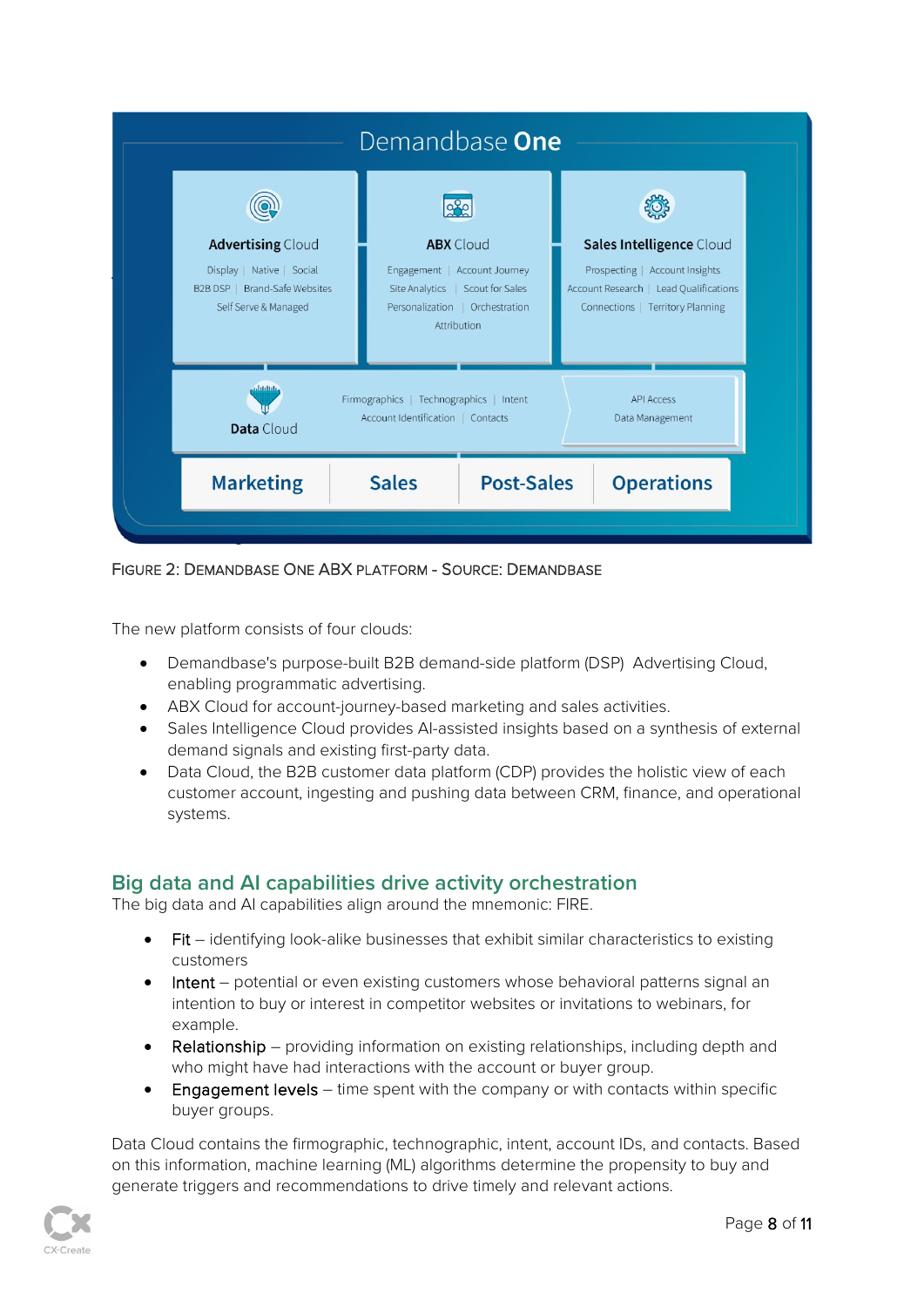FIGURE 2: DEMANDBASE ONE ABX PLATFORM - SOURCE: DEMANDBASE

The new platform consists of four clouds:

- Demandbase's purpose-built B2B demand-side platform (DSP) Advertising Cloud, enabling programmatic advertising.
- ABX Cloud for account-journey-based marketing and sales activities.
- Sales Intelligence Cloud provides AI-assisted insights based on a synthesis of external demand signals and existing first-party data.
- Data Cloud, the B2B customer data platform (CDP) provides the holistic view of each customer account, ingesting and pushing data between CRM, finance, and operational systems.

## Big data and AI capabilities drive activity orchestration

The big data and AI capabilities align around the mnemonic: FIRE.

- Fit – identifying look-alike businesses that exhibit similar characteristics to existing customers
- Intent – potential or even existing customers whose behavioral patterns signal an intention to buy or interest in competitor websites or invitations to webinars, for example.
- Relationship – providing information on existing relationships, including depth and who might have had interactions with the account or buyer group.
- Engagement levels – time spent with the company or with contacts within specific buyer groups.

Data Cloud contains the firmographic, technographic, intent, account IDs, and contacts. Based on this information, machine learning (ML) algorithms determine the propensity to buy and generate triggers and recommendations to drive timely and relevant actions.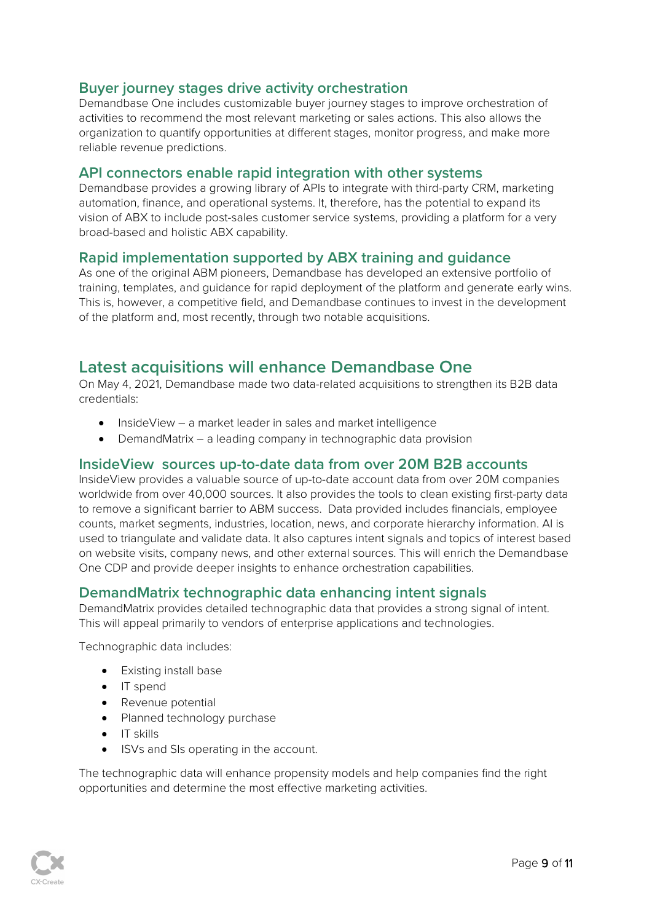### Buyer journey stages drive activity orchestration

Demandbase One includes customizable buyer journey stages to improve orchestration of activities to recommend the most relevant marketing or sales actions. This also allows the organization to quantify opportunities at different stages, monitor progress, and make more reliable revenue predictions.

### API connectors enable rapid integration with other systems

Demandbase provides a growing library of APIs to integrate with third-party CRM, marketing automation, finance, and operational systems. It, therefore, has the potential to expand its vision of ABX to include post-sales customer service systems, providing a platform for a very broad-based and holistic ABX capability.

### Rapid implementation supported by ABX training and guidance

As one of the original ABM pioneers, Demandbase has developed an extensive portfolio of training, templates, and guidance for rapid deployment of the platform and generate early wins. This is, however, a competitive field, and Demandbase continues to invest in the development of the platform and, most recently, through two notable acquisitions.

## Latest acquisitions will enhance Demandbase One

On May 4, 2021, Demandbase made two data-related acquisitions to strengthen its B2B data credentials:

- InsideView – a market leader in sales and market intelligence
- DemandMatrix – a leading company in technographic data provision

### InsideView sources up-to-date data from over 20M B2B accounts

InsideView provides a valuable source of up-to-date account data from over 20M companies worldwide from over 40,000 sources. It also provides the tools to clean existing first-party data to remove a significant barrier to ABM success. Data provided includes financials, employee counts, market segments, industries, location, news, and corporate hierarchy information. AI is used to triangulate and validate data. It also captures intent signals and topics of interest based on website visits, company news, and other external sources. This will enrich the Demandbase One CDP and provide deeper insights to enhance orchestration capabilities.

### DemandMatrix technographic data enhancing intent signals

DemandMatrix provides detailed technographic data that provides a strong signal of intent. This will appeal primarily to vendors of enterprise applications and technologies.

Technographic data includes:

- Existing install base
- IT spend
- Revenue potential
- Planned technology purchase
- IT skills
- ISVs and SIs operating in the account.

The technographic data will enhance propensity models and help companies find the right opportunities and determine the most effective marketing activities.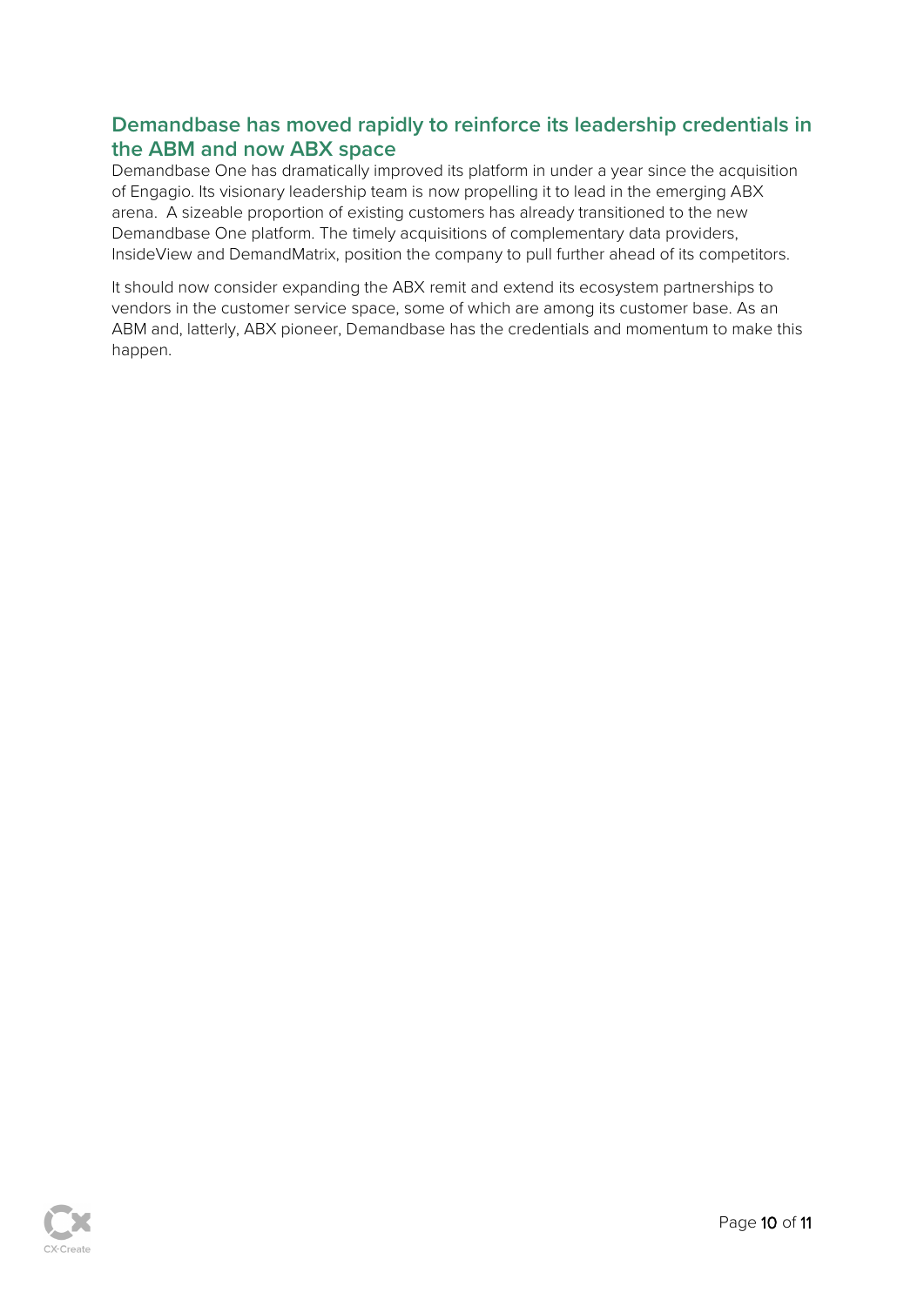## Demandbase has moved rapidly to reinforce its leadership credentials in the ABM and now ABX space

Demandbase One has dramatically improved its platform in under a year since the acquisition of Engagio. Its visionary leadership team is now propelling it to lead in the emerging ABX arena. A sizeable proportion of existing customers has already transitioned to the new Demandbase One platform. The timely acquisitions of complementary data providers, InsideView and DemandMatrix, position the company to pull further ahead of its competitors.

It should now consider expanding the ABX remit and extend its ecosystem partnerships to vendors in the customer service space, some of which are among its customer base. As an ABM and, latterly, ABX pioneer, Demandbase has the credentials and momentum to make this happen.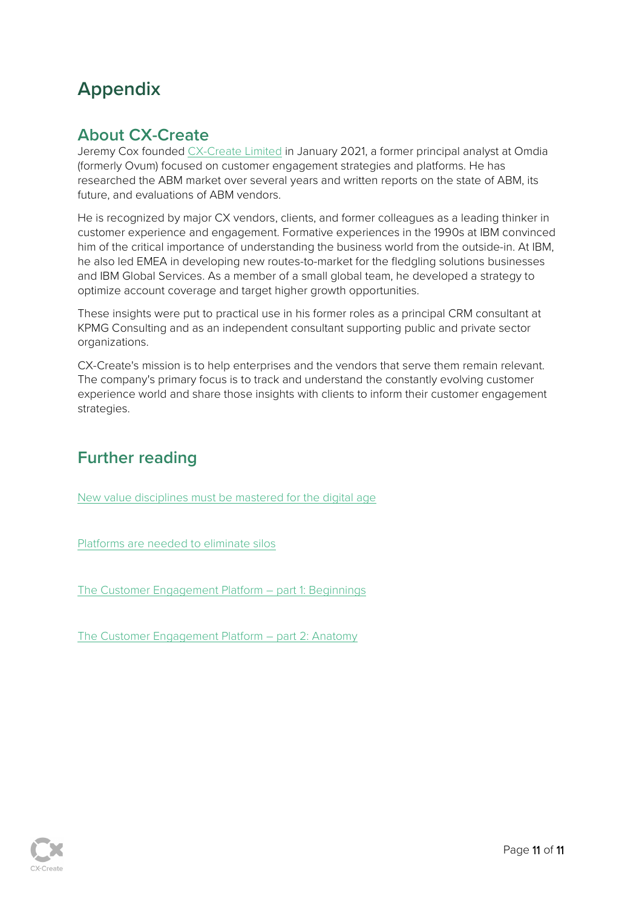# Appendix

## About CX-Create

Jeremy Cox founded CX-Create Limited in January 2021, a former principal analyst at Omdia (formerly Ovum) focused on customer engagement strategies and platforms. He has researched the ABM market over several years and written reports on the state of ABM, its future, and evaluations of ABM vendors.

He is recognized by major CX vendors, clients, and former colleagues as a leading thinker in customer experience and engagement. Formative experiences in the 1990s at IBM convinced him of the critical importance of understanding the business world from the outside-in. At IBM, he also led EMEA in developing new routes-to-market for the fledgling solutions businesses and IBM Global Services. As a member of a small global team, he developed a strategy to optimize account coverage and target higher growth opportunities.

These insights were put to practical use in his former roles as a principal CRM consultant at KPMG Consulting and as an independent consultant supporting public and private sector organizations.

CX-Create's mission is to help enterprises and the vendors that serve them remain relevant. The company's primary focus is to track and understand the constantly evolving customer experience world and share those insights with clients to inform their customer engagement strategies.

## Further reading

New value disciplines must be mastered for the digital age

Platforms are needed to eliminate silos

The Customer Engagement Platform – part 1: Beginnings

The Customer Engagement Platform – part 2: Anatomy